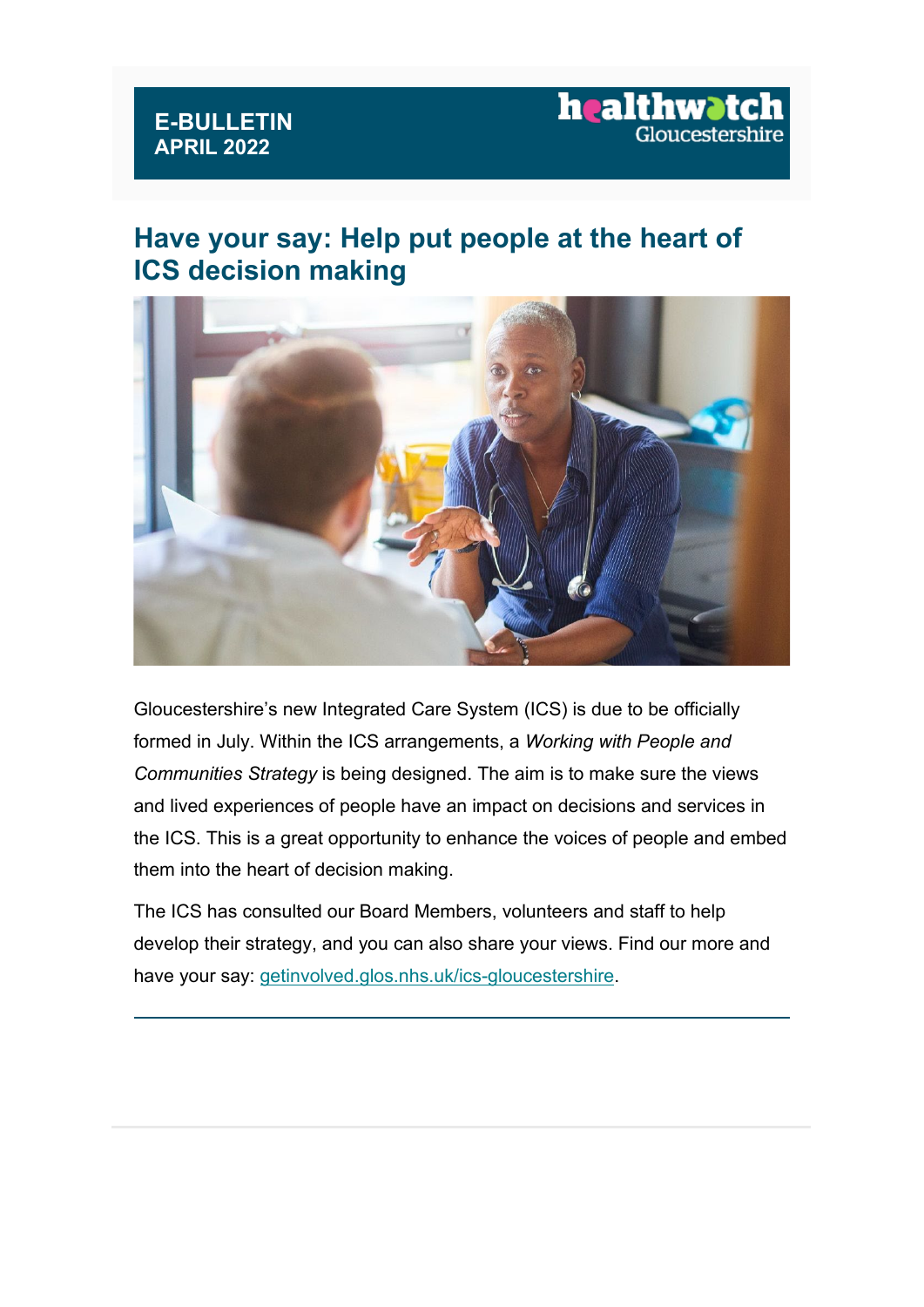**E-BULLETIN**
**APRIL 2022**

healthwatch Gloucestershire

## Have your say: Help put people at the heart of ICS decision making

Gloucestershire's new Integrated Care System (ICS) is due to be officially formed in July. Within the ICS arrangements, a *Working with People and Communities Strategy* is being designed. The aim is to make sure the views and lived experiences of people have an impact on decisions and services in the ICS. This is a great opportunity to enhance the voices of people and embed them into the heart of decision making.

The ICS has consulted our Board Members, volunteers and staff to help develop their strategy, and you can also share your views. Find our more and have your say: getinvolved.glos.nhs.uk/ics-gloucestershire.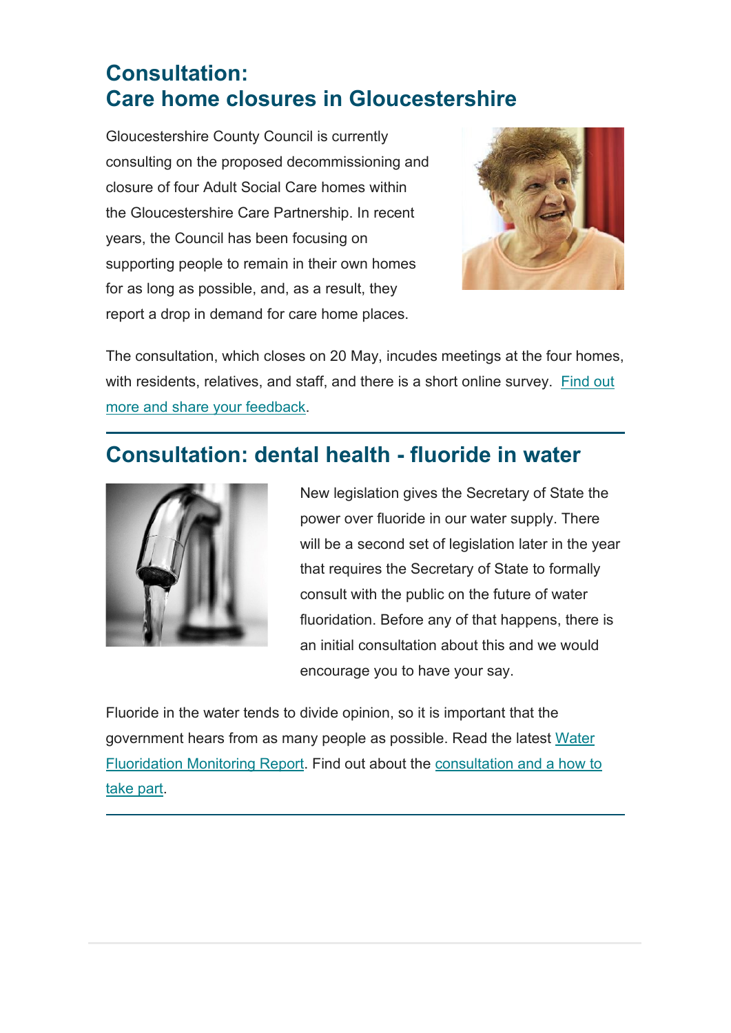## Consultation:
## Care home closures in Gloucestershire

Gloucestershire County Council is currently consulting on the proposed decommissioning and closure of four Adult Social Care homes within the Gloucestershire Care Partnership. In recent years, the Council has been focusing on supporting people to remain in their own homes for as long as possible, and, as a result, they report a drop in demand for care home places.

The consultation, which closes on 20 May, incudes meetings at the four homes, with residents, relatives, and staff, and there is a short online survey. Find out more and share your feedback.

---

## Consultation: dental health - fluoride in water

New legislation gives the Secretary of State the power over fluoride in our water supply. There will be a second set of legislation later in the year that requires the Secretary of State to formally consult with the public on the future of water fluoridation. Before any of that happens, there is an initial consultation about this and we would encourage you to have your say.

Fluoride in the water tends to divide opinion, so it is important that the government hears from as many people as possible. Read the latest Water Fluoridation Monitoring Report. Find out about the consultation and a how to take part.

---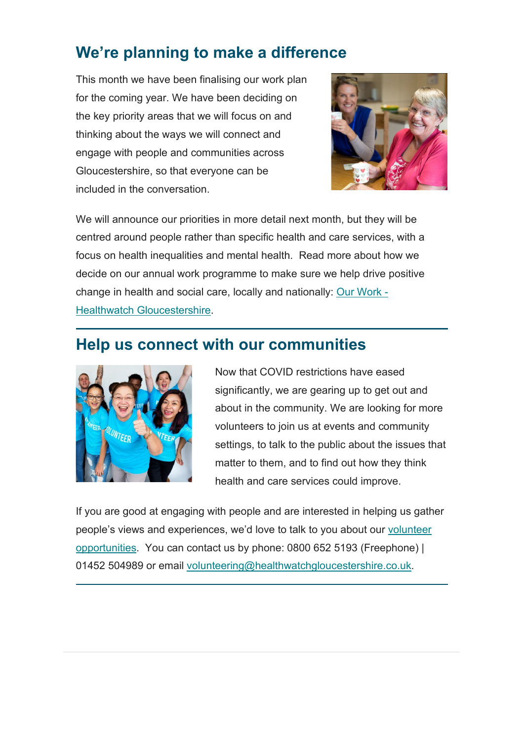## We're planning to make a difference

This month we have been finalising our work plan for the coming year. We have been deciding on the key priority areas that we will focus on and thinking about the ways we will connect and engage with people and communities across Gloucestershire, so that everyone can be included in the conversation.

We will announce our priorities in more detail next month, but they will be centred around people rather than specific health and care services, with a focus on health inequalities and mental health. Read more about how we decide on our annual work programme to make sure we help drive positive change in health and social care, locally and nationally: [Our Work - Healthwatch Gloucestershire](#).

---

## Help us connect with our communities

Now that COVID restrictions have eased significantly, we are gearing up to get out and about in the community. We are looking for more volunteers to join us at events and community settings, to talk to the public about the issues that matter to them, and to find out how they think health and care services could improve.

If you are good at engaging with people and are interested in helping us gather people's views and experiences, we'd love to talk to you about our [volunteer opportunities](#). You can contact us by phone: 0800 652 5193 (Freephone) | 01452 504989 or email [volunteering@healthwatchgloucestershire.co.uk](mailto:volunteering@healthwatchgloucestershire.co.uk).

---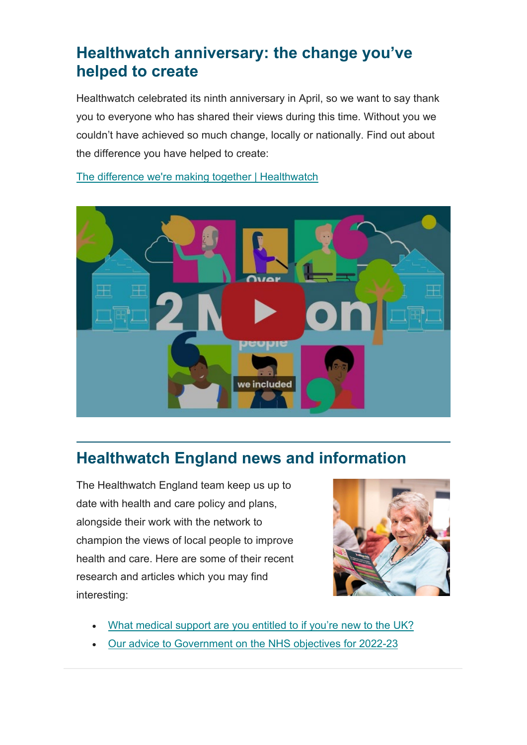## Healthwatch anniversary: the change you've helped to create

Healthwatch celebrated its ninth anniversary in April, so we want to say thank you to everyone who has shared their views during this time. Without you we couldn't have achieved so much change, locally or nationally. Find out about the difference you have helped to create:

[The difference we're making together | Healthwatch]

---

## Healthwatch England news and information

The Healthwatch England team keep us up to date with health and care policy and plans, alongside their work with the network to champion the views of local people to improve health and care. Here are some of their recent research and articles which you may find interesting:

- What medical support are you entitled to if you're new to the UK?
- Our advice to Government on the NHS objectives for 2022-23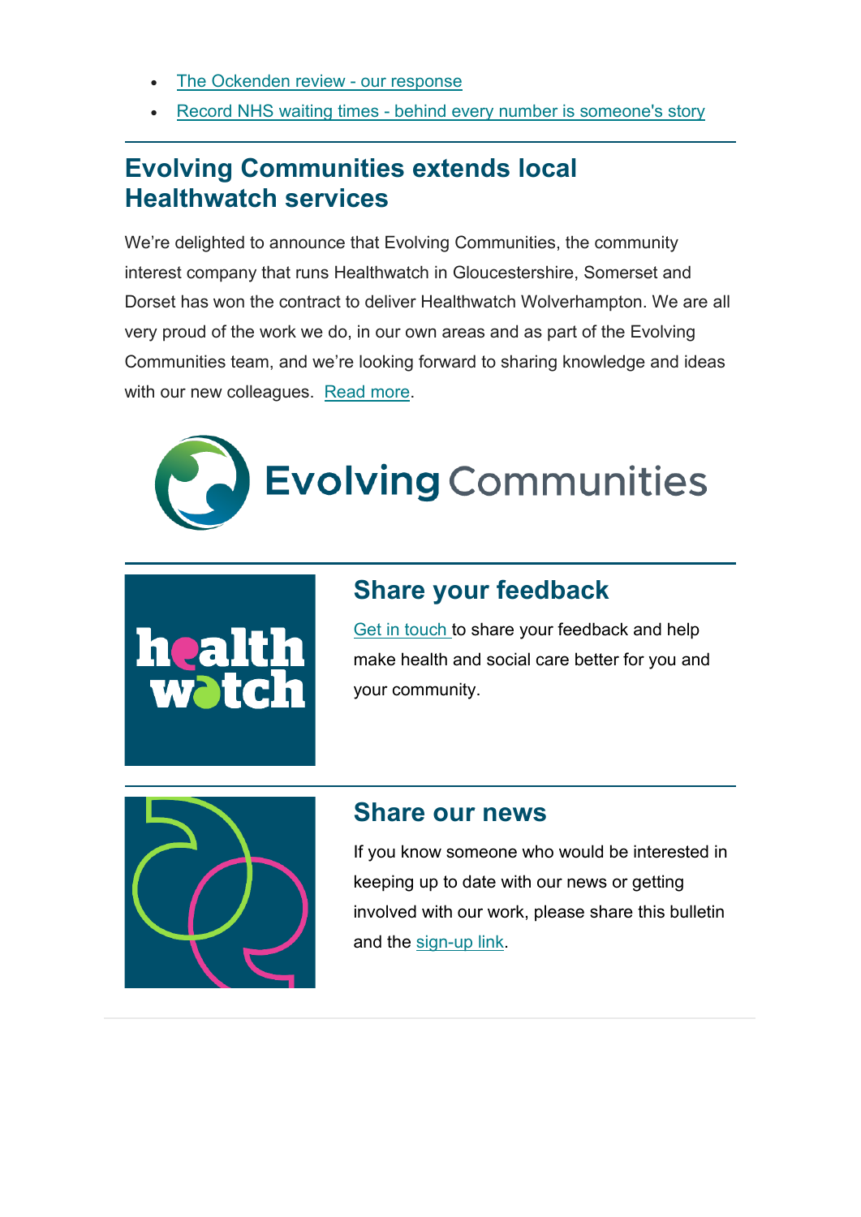- The Ockenden review - our response
- Record NHS waiting times - behind every number is someone's story

## Evolving Communities extends local Healthwatch services

We're delighted to announce that Evolving Communities, the community interest company that runs Healthwatch in Gloucestershire, Somerset and Dorset has won the contract to deliver Healthwatch Wolverhampton. We are all very proud of the work we do, in our own areas and as part of the Evolving Communities team, and we're looking forward to sharing knowledge and ideas with our new colleagues. Read more.

## Share your feedback

Get in touch to share your feedback and help make health and social care better for you and your community.

## Share our news

If you know someone who would be interested in keeping up to date with our news or getting involved with our work, please share this bulletin and the sign-up link.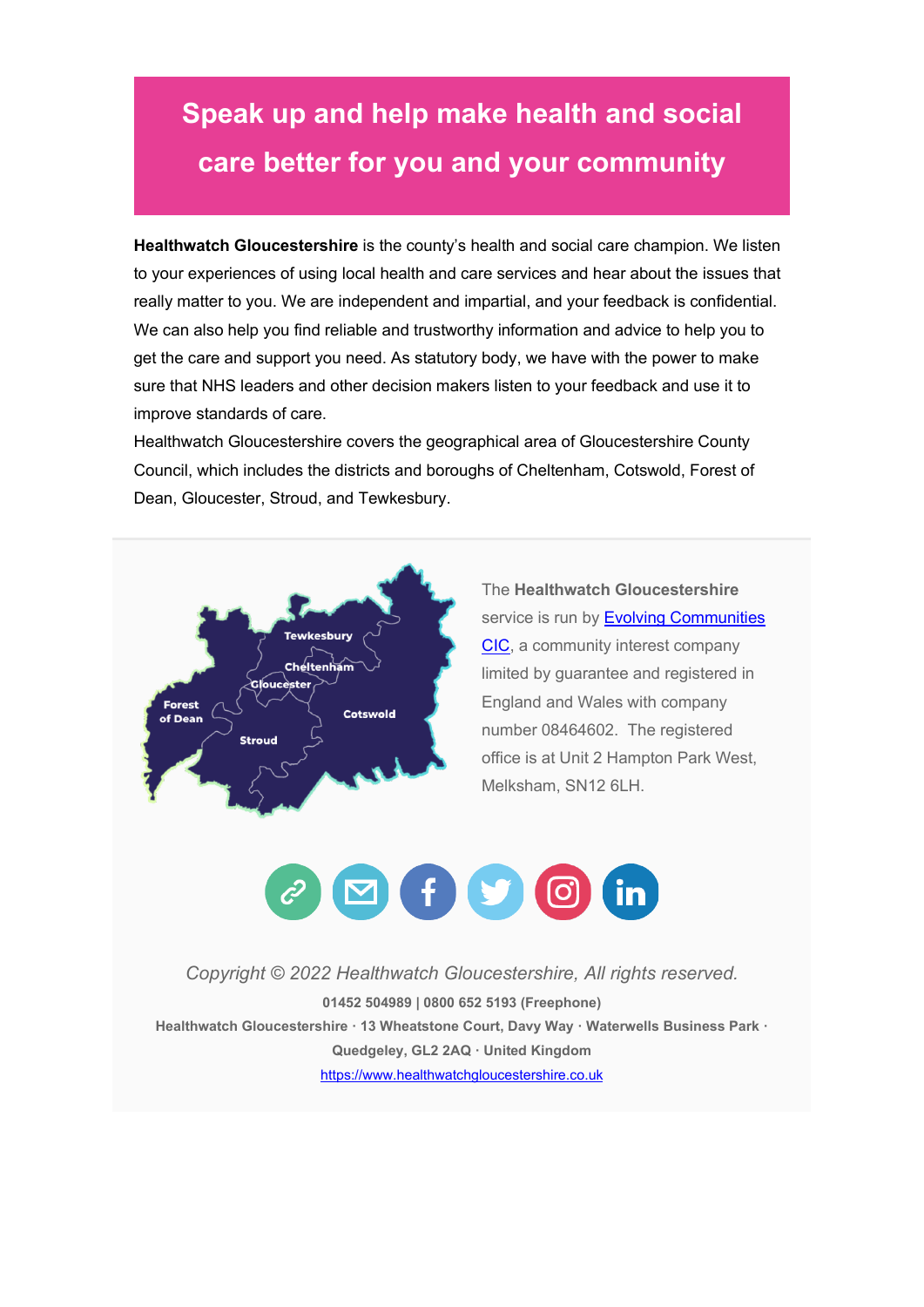# Speak up and help make health and social care better for you and your community

**Healthwatch Gloucestershire** is the county's health and social care champion. We listen to your experiences of using local health and care services and hear about the issues that really matter to you. We are independent and impartial, and your feedback is confidential. We can also help you find reliable and trustworthy information and advice to help you to get the care and support you need. As statutory body, we have with the power to make sure that NHS leaders and other decision makers listen to your feedback and use it to improve standards of care.

Healthwatch Gloucestershire covers the geographical area of Gloucestershire County Council, which includes the districts and boroughs of Cheltenham, Cotswold, Forest of Dean, Gloucester, Stroud, and Tewkesbury.

Tewkesbury
Cheltenham
Gloucester
Forest of Dean
Cotswold
Stroud

The **Healthwatch Gloucestershire** service is run by [Evolving Communities CIC](), a community interest company limited by guarantee and registered in England and Wales with company number 08464602. The registered office is at Unit 2 Hampton Park West, Melksham, SN12 6LH.

*Copyright © 2022 Healthwatch Gloucestershire, All rights reserved.*

**01452 504989 | 0800 652 5193 (Freephone)**

**Healthwatch Gloucestershire · 13 Wheatstone Court, Davy Way · Waterwells Business Park · Quedgeley, GL2 2AQ · United Kingdom**

https://www.healthwatchgloucestershire.co.uk